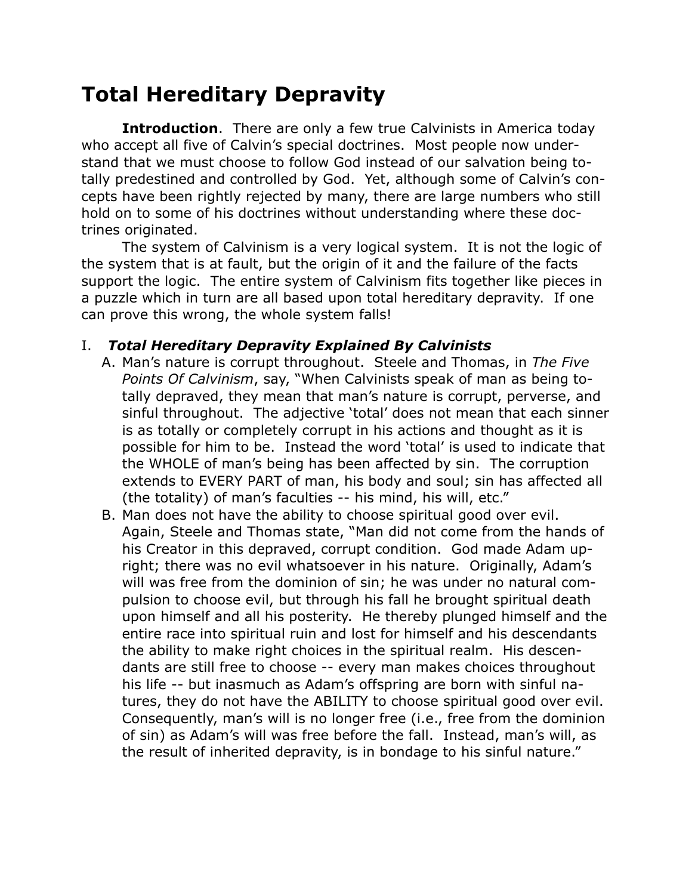# Total Hereditary Depravity

**Introduction**. There are only a few true Calvinists in America today who accept all five of Calvin's special doctrines. Most people now understand that we must choose to follow God instead of our salvation being totally predestined and controlled by God. Yet, although some of Calvin's concepts have been rightly rejected by many, there are large numbers who still hold on to some of his doctrines without understanding where these doctrines originated.

The system of Calvinism is a very logical system. It is not the logic of the system that is at fault, but the origin of it and the failure of the facts support the logic. The entire system of Calvinism fits together like pieces in a puzzle which in turn are all based upon total hereditary depravity. If one can prove this wrong, the whole system falls!

## I. ***Total Hereditary Depravity Explained By Calvinists***

A. Man's nature is corrupt throughout. Steele and Thomas, in *The Five Points Of Calvinism*, say, "When Calvinists speak of man as being totally depraved, they mean that man's nature is corrupt, perverse, and sinful throughout. The adjective 'total' does not mean that each sinner is as totally or completely corrupt in his actions and thought as it is possible for him to be. Instead the word 'total' is used to indicate that the WHOLE of man's being has been affected by sin. The corruption extends to EVERY PART of man, his body and soul; sin has affected all (the totality) of man's faculties -- his mind, his will, etc."

B. Man does not have the ability to choose spiritual good over evil. Again, Steele and Thomas state, "Man did not come from the hands of his Creator in this depraved, corrupt condition. God made Adam upright; there was no evil whatsoever in his nature. Originally, Adam's will was free from the dominion of sin; he was under no natural compulsion to choose evil, but through his fall he brought spiritual death upon himself and all his posterity. He thereby plunged himself and the entire race into spiritual ruin and lost for himself and his descendants the ability to make right choices in the spiritual realm. His descendants are still free to choose -- every man makes choices throughout his life -- but inasmuch as Adam's offspring are born with sinful natures, they do not have the ABILITY to choose spiritual good over evil. Consequently, man's will is no longer free (i.e., free from the dominion of sin) as Adam's will was free before the fall. Instead, man's will, as the result of inherited depravity, is in bondage to his sinful nature."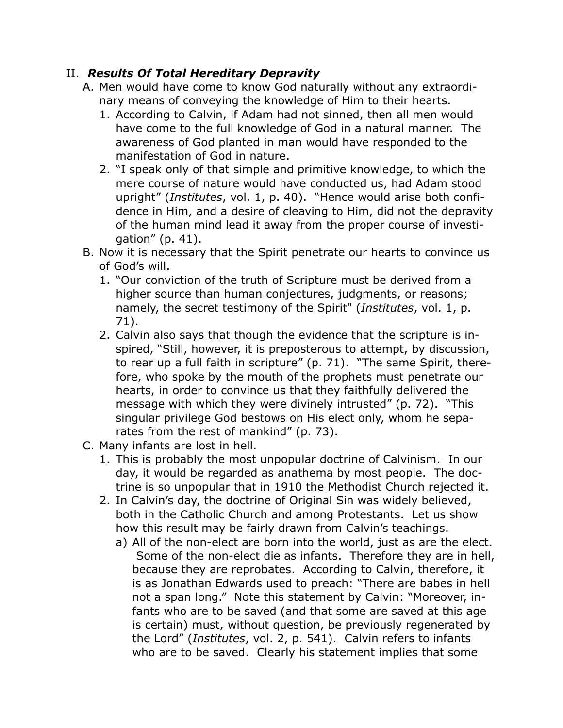## II. ***Results Of Total Hereditary Depravity***

A. Men would have come to know God naturally without any extraordinary means of conveying the knowledge of Him to their hearts.

1. According to Calvin, if Adam had not sinned, then all men would have come to the full knowledge of God in a natural manner. The awareness of God planted in man would have responded to the manifestation of God in nature.
2. "I speak only of that simple and primitive knowledge, to which the mere course of nature would have conducted us, had Adam stood upright" (*Institutes*, vol. 1, p. 40). "Hence would arise both confidence in Him, and a desire of cleaving to Him, did not the depravity of the human mind lead it away from the proper course of investigation" (p. 41).

B. Now it is necessary that the Spirit penetrate our hearts to convince us of God's will.

1. "Our conviction of the truth of Scripture must be derived from a higher source than human conjectures, judgments, or reasons; namely, the secret testimony of the Spirit" (*Institutes*, vol. 1, p. 71).
2. Calvin also says that though the evidence that the scripture is inspired, "Still, however, it is preposterous to attempt, by discussion, to rear up a full faith in scripture" (p. 71). "The same Spirit, therefore, who spoke by the mouth of the prophets must penetrate our hearts, in order to convince us that they faithfully delivered the message with which they were divinely intrusted" (p. 72). "This singular privilege God bestows on His elect only, whom he separates from the rest of mankind" (p. 73).

C. Many infants are lost in hell.

1. This is probably the most unpopular doctrine of Calvinism. In our day, it would be regarded as anathema by most people. The doctrine is so unpopular that in 1910 the Methodist Church rejected it.
2. In Calvin's day, the doctrine of Original Sin was widely believed, both in the Catholic Church and among Protestants. Let us show how this result may be fairly drawn from Calvin's teachings.
   a) All of the non-elect are born into the world, just as are the elect. Some of the non-elect die as infants. Therefore they are in hell, because they are reprobates. According to Calvin, therefore, it is as Jonathan Edwards used to preach: "There are babes in hell not a span long." Note this statement by Calvin: "Moreover, infants who are to be saved (and that some are saved at this age is certain) must, without question, be previously regenerated by the Lord" (*Institutes*, vol. 2, p. 541). Calvin refers to infants who are to be saved. Clearly his statement implies that some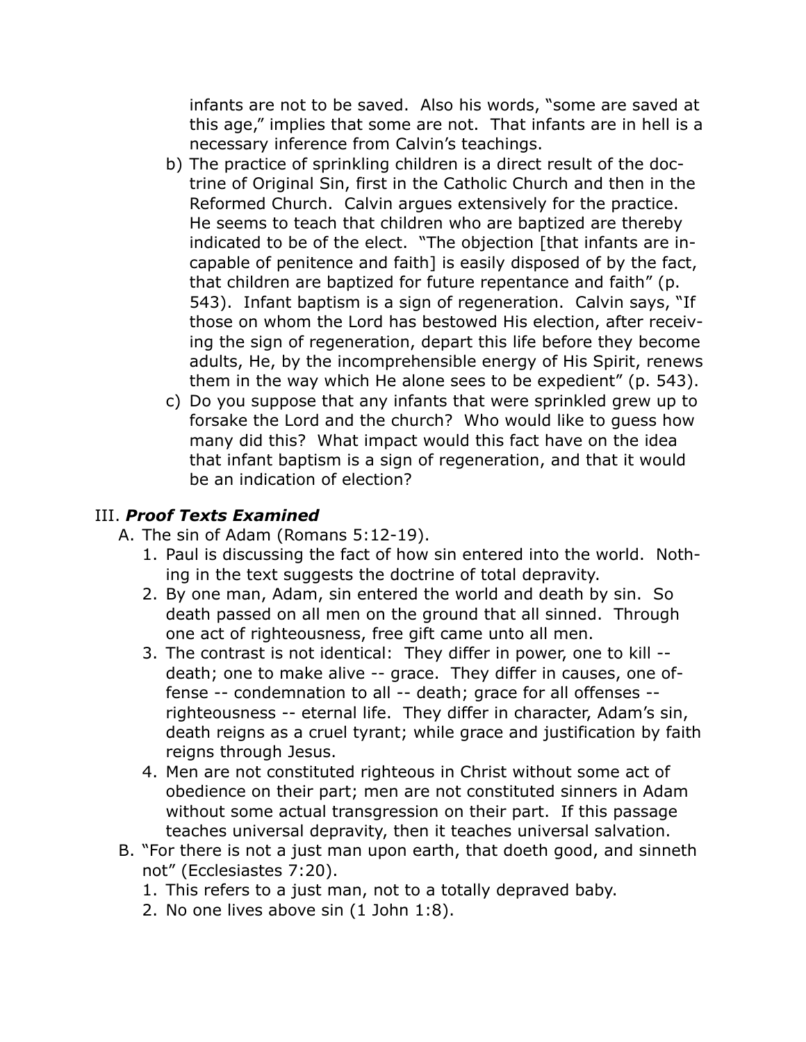infants are not to be saved. Also his words, "some are saved at this age," implies that some are not. That infants are in hell is a necessary inference from Calvin's teachings.

b) The practice of sprinkling children is a direct result of the doctrine of Original Sin, first in the Catholic Church and then in the Reformed Church. Calvin argues extensively for the practice. He seems to teach that children who are baptized are thereby indicated to be of the elect. "The objection [that infants are incapable of penitence and faith] is easily disposed of by the fact, that children are baptized for future repentance and faith" (p. 543). Infant baptism is a sign of regeneration. Calvin says, "If those on whom the Lord has bestowed His election, after receiving the sign of regeneration, depart this life before they become adults, He, by the incomprehensible energy of His Spirit, renews them in the way which He alone sees to be expedient" (p. 543).

c) Do you suppose that any infants that were sprinkled grew up to forsake the Lord and the church? Who would like to guess how many did this? What impact would this fact have on the idea that infant baptism is a sign of regeneration, and that it would be an indication of election?

## III. ***Proof Texts Examined***

A. The sin of Adam (Romans 5:12-19).

1. Paul is discussing the fact of how sin entered into the world. Nothing in the text suggests the doctrine of total depravity.
2. By one man, Adam, sin entered the world and death by sin. So death passed on all men on the ground that all sinned. Through one act of righteousness, free gift came unto all men.
3. The contrast is not identical: They differ in power, one to kill -- death; one to make alive -- grace. They differ in causes, one offense -- condemnation to all -- death; grace for all offenses -- righteousness -- eternal life. They differ in character, Adam's sin, death reigns as a cruel tyrant; while grace and justification by faith reigns through Jesus.
4. Men are not constituted righteous in Christ without some act of obedience on their part; men are not constituted sinners in Adam without some actual transgression on their part. If this passage teaches universal depravity, then it teaches universal salvation.

B. "For there is not a just man upon earth, that doeth good, and sinneth not" (Ecclesiastes 7:20).

1. This refers to a just man, not to a totally depraved baby.
2. No one lives above sin (1 John 1:8).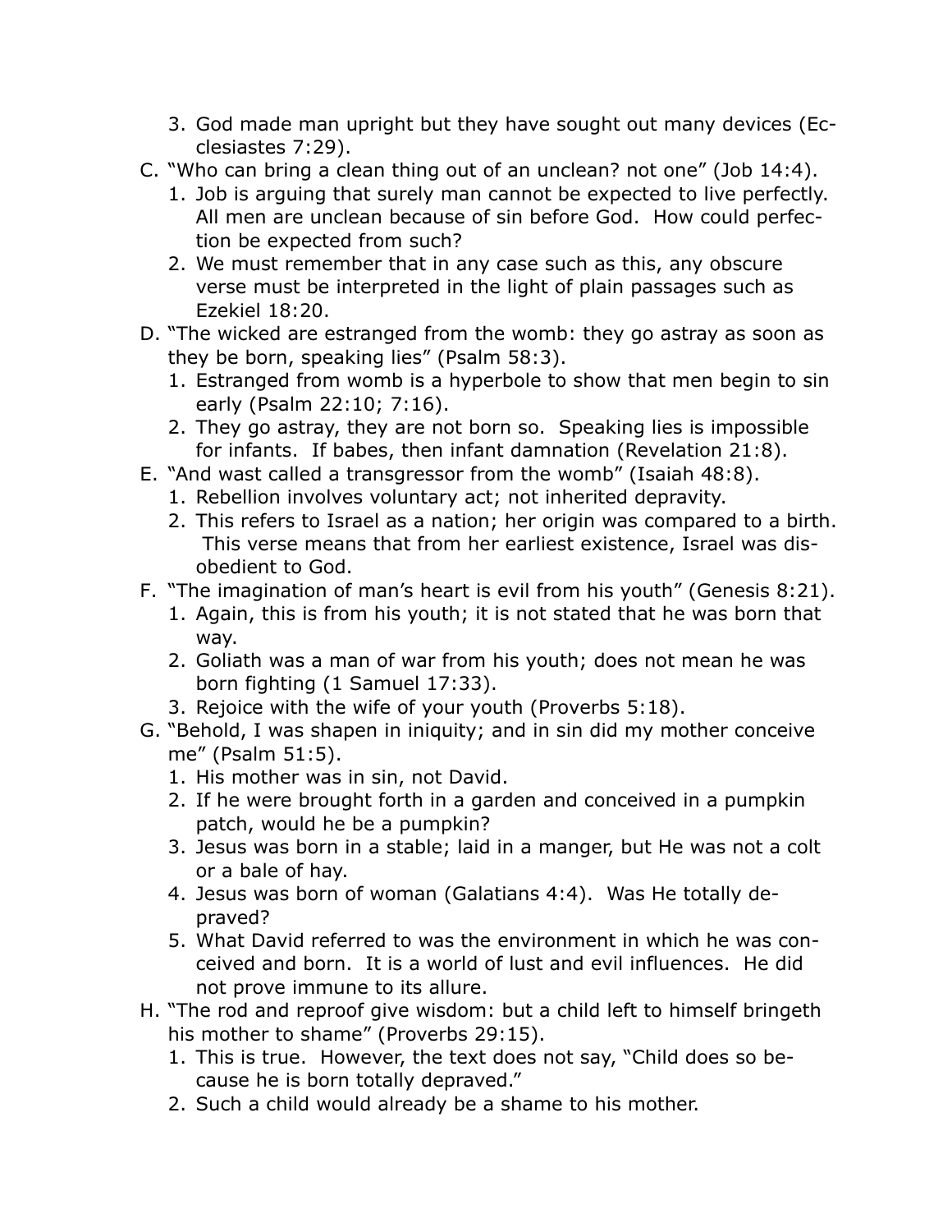3. God made man upright but they have sought out many devices (Ecclesiastes 7:29).

C. “Who can bring a clean thing out of an unclean? not one” (Job 14:4).
   1. Job is arguing that surely man cannot be expected to live perfectly. All men are unclean because of sin before God. How could perfection be expected from such?
   2. We must remember that in any case such as this, any obscure verse must be interpreted in the light of plain passages such as Ezekiel 18:20.

D. “The wicked are estranged from the womb: they go astray as soon as they be born, speaking lies” (Psalm 58:3).
   1. Estranged from womb is a hyperbole to show that men begin to sin early (Psalm 22:10; 7:16).
   2. They go astray, they are not born so. Speaking lies is impossible for infants. If babes, then infant damnation (Revelation 21:8).

E. “And wast called a transgressor from the womb” (Isaiah 48:8).
   1. Rebellion involves voluntary act; not inherited depravity.
   2. This refers to Israel as a nation; her origin was compared to a birth. This verse means that from her earliest existence, Israel was disobedient to God.

F. “The imagination of man’s heart is evil from his youth” (Genesis 8:21).
   1. Again, this is from his youth; it is not stated that he was born that way.
   2. Goliath was a man of war from his youth; does not mean he was born fighting (1 Samuel 17:33).
   3. Rejoice with the wife of your youth (Proverbs 5:18).

G. “Behold, I was shapen in iniquity; and in sin did my mother conceive me” (Psalm 51:5).
   1. His mother was in sin, not David.
   2. If he were brought forth in a garden and conceived in a pumpkin patch, would he be a pumpkin?
   3. Jesus was born in a stable; laid in a manger, but He was not a colt or a bale of hay.
   4. Jesus was born of woman (Galatians 4:4). Was He totally depraved?
   5. What David referred to was the environment in which he was conceived and born. It is a world of lust and evil influences. He did not prove immune to its allure.

H. “The rod and reproof give wisdom: but a child left to himself bringeth his mother to shame” (Proverbs 29:15).
   1. This is true. However, the text does not say, “Child does so because he is born totally depraved.”
   2. Such a child would already be a shame to his mother.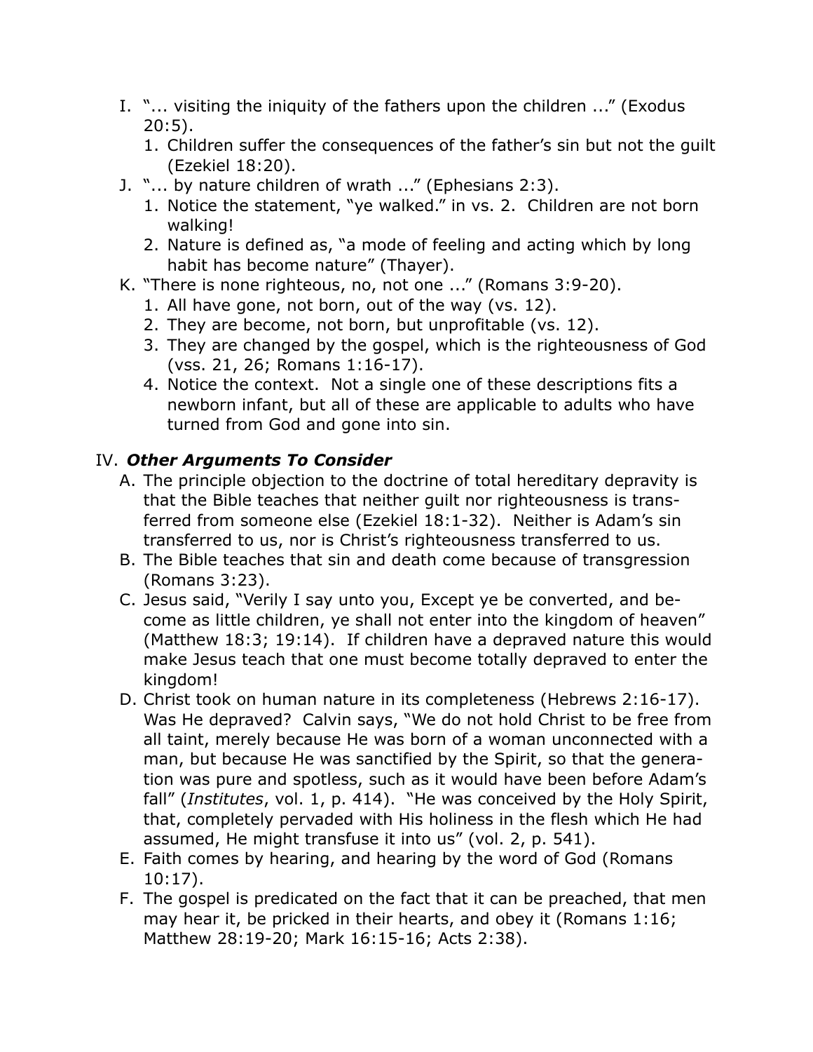I. "... visiting the iniquity of the fathers upon the children ..." (Exodus 20:5).
   1. Children suffer the consequences of the father's sin but not the guilt (Ezekiel 18:20).

J. "... by nature children of wrath ..." (Ephesians 2:3).
   1. Notice the statement, "ye walked." in vs. 2. Children are not born walking!
   2. Nature is defined as, "a mode of feeling and acting which by long habit has become nature" (Thayer).

K. "There is none righteous, no, not one ..." (Romans 3:9-20).
   1. All have gone, not born, out of the way (vs. 12).
   2. They are become, not born, but unprofitable (vs. 12).
   3. They are changed by the gospel, which is the righteousness of God (vss. 21, 26; Romans 1:16-17).
   4. Notice the context. Not a single one of these descriptions fits a newborn infant, but all of these are applicable to adults who have turned from God and gone into sin.

## IV. ***Other Arguments To Consider***

A. The principle objection to the doctrine of total hereditary depravity is that the Bible teaches that neither guilt nor righteousness is transferred from someone else (Ezekiel 18:1-32). Neither is Adam's sin transferred to us, nor is Christ's righteousness transferred to us.

B. The Bible teaches that sin and death come because of transgression (Romans 3:23).

C. Jesus said, "Verily I say unto you, Except ye be converted, and become as little children, ye shall not enter into the kingdom of heaven" (Matthew 18:3; 19:14). If children have a depraved nature this would make Jesus teach that one must become totally depraved to enter the kingdom!

D. Christ took on human nature in its completeness (Hebrews 2:16-17). Was He depraved? Calvin says, "We do not hold Christ to be free from all taint, merely because He was born of a woman unconnected with a man, but because He was sanctified by the Spirit, so that the generation was pure and spotless, such as it would have been before Adam's fall" (*Institutes*, vol. 1, p. 414). "He was conceived by the Holy Spirit, that, completely pervaded with His holiness in the flesh which He had assumed, He might transfuse it into us" (vol. 2, p. 541).

E. Faith comes by hearing, and hearing by the word of God (Romans 10:17).

F. The gospel is predicated on the fact that it can be preached, that men may hear it, be pricked in their hearts, and obey it (Romans 1:16; Matthew 28:19-20; Mark 16:15-16; Acts 2:38).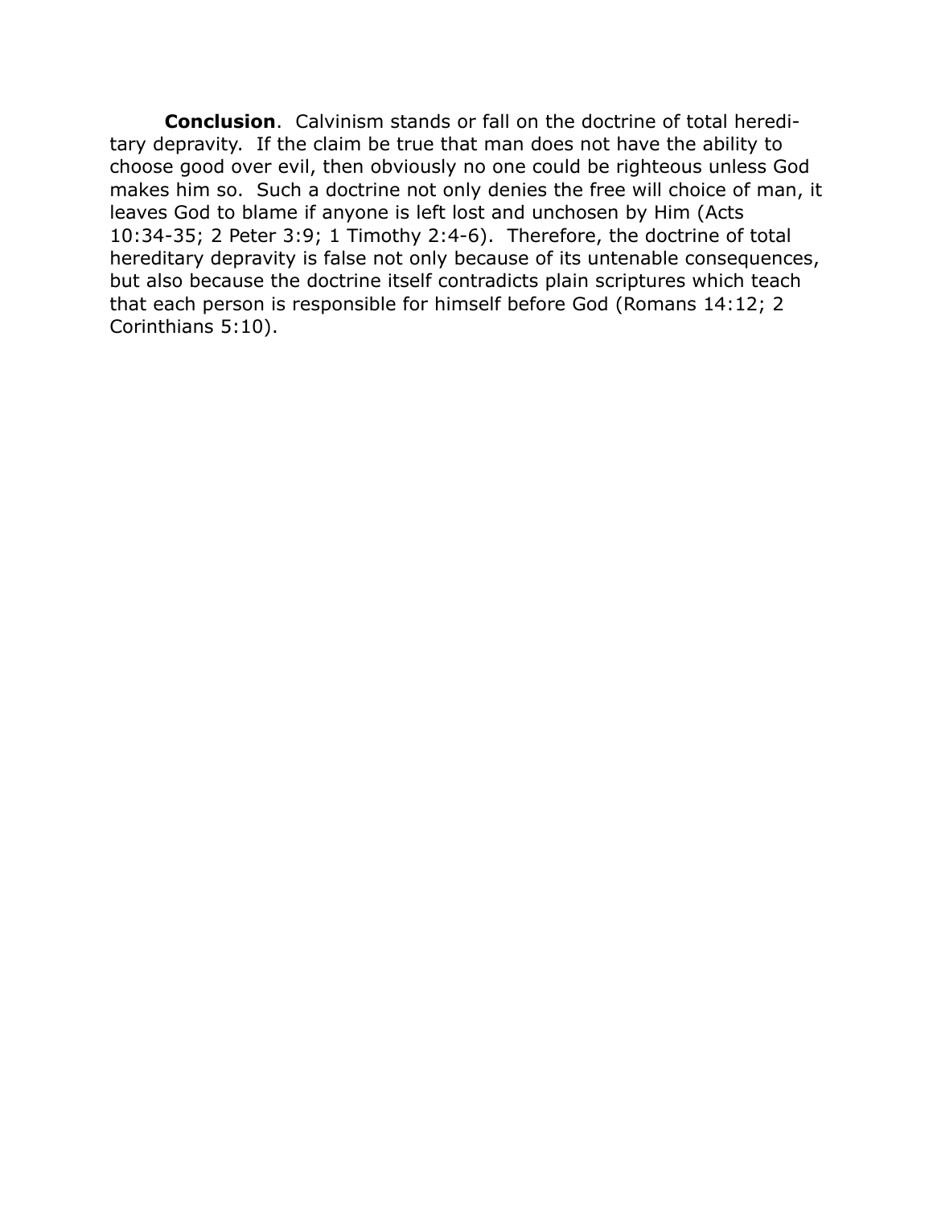**Conclusion**. Calvinism stands or fall on the doctrine of total hereditary depravity. If the claim be true that man does not have the ability to choose good over evil, then obviously no one could be righteous unless God makes him so. Such a doctrine not only denies the free will choice of man, it leaves God to blame if anyone is left lost and unchosen by Him (Acts 10:34-35; 2 Peter 3:9; 1 Timothy 2:4-6). Therefore, the doctrine of total hereditary depravity is false not only because of its untenable consequences, but also because the doctrine itself contradicts plain scriptures which teach that each person is responsible for himself before God (Romans 14:12; 2 Corinthians 5:10).